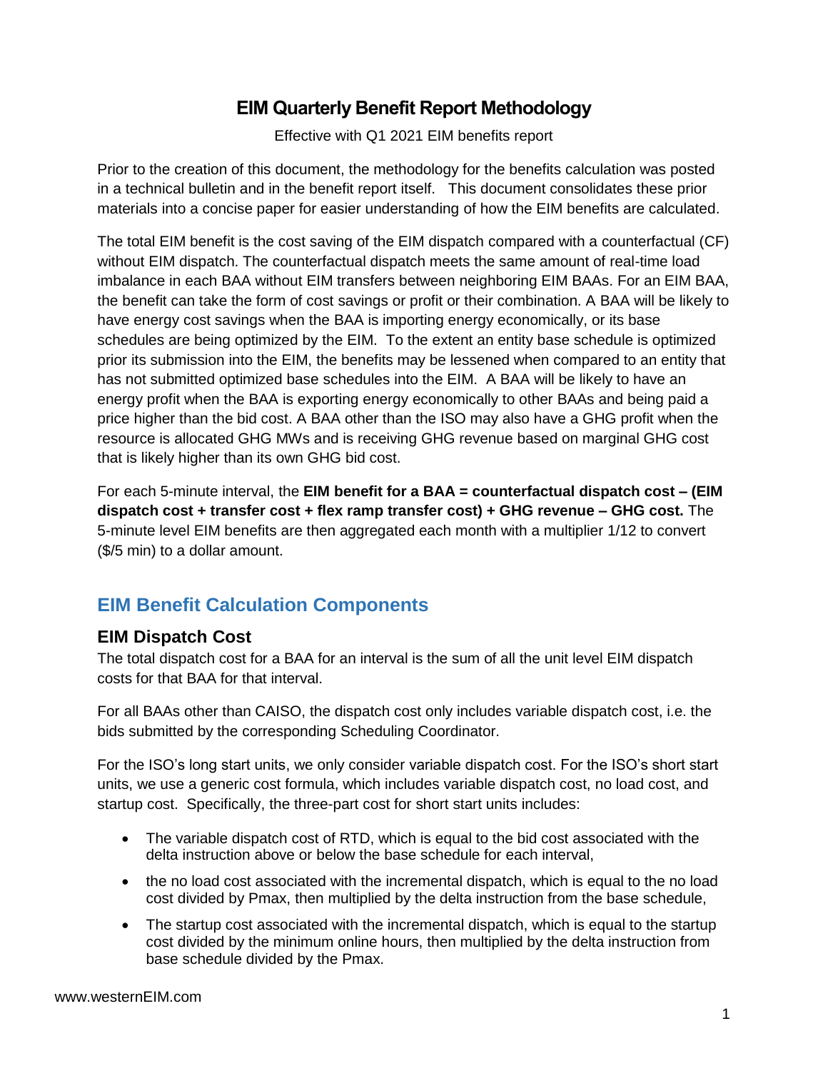# EIM Quarterly Benefit Report Methodology

Effective with Q1 2021 EIM benefits report

Prior to the creation of this document, the methodology for the benefits calculation was posted in a technical bulletin and in the benefit report itself. This document consolidates these prior materials into a concise paper for easier understanding of how the EIM benefits are calculated.

The total EIM benefit is the cost saving of the EIM dispatch compared with a counterfactual (CF) without EIM dispatch. The counterfactual dispatch meets the same amount of real-time load imbalance in each BAA without EIM transfers between neighboring EIM BAAs. For an EIM BAA, the benefit can take the form of cost savings or profit or their combination. A BAA will be likely to have energy cost savings when the BAA is importing energy economically, or its base schedules are being optimized by the EIM. To the extent an entity base schedule is optimized prior its submission into the EIM, the benefits may be lessened when compared to an entity that has not submitted optimized base schedules into the EIM. A BAA will be likely to have an energy profit when the BAA is exporting energy economically to other BAAs and being paid a price higher than the bid cost. A BAA other than the ISO may also have a GHG profit when the resource is allocated GHG MWs and is receiving GHG revenue based on marginal GHG cost that is likely higher than its own GHG bid cost.

For each 5-minute interval, the **EIM benefit for a BAA = counterfactual dispatch cost – (EIM dispatch cost + transfer cost + flex ramp transfer cost) + GHG revenue – GHG cost.** The 5-minute level EIM benefits are then aggregated each month with a multiplier 1/12 to convert ($/5 min) to a dollar amount.

## EIM Benefit Calculation Components

### EIM Dispatch Cost

The total dispatch cost for a BAA for an interval is the sum of all the unit level EIM dispatch costs for that BAA for that interval.

For all BAAs other than CAISO, the dispatch cost only includes variable dispatch cost, i.e. the bids submitted by the corresponding Scheduling Coordinator.

For the ISO's long start units, we only consider variable dispatch cost. For the ISO's short start units, we use a generic cost formula, which includes variable dispatch cost, no load cost, and startup cost. Specifically, the three-part cost for short start units includes:

- The variable dispatch cost of RTD, which is equal to the bid cost associated with the delta instruction above or below the base schedule for each interval,
- the no load cost associated with the incremental dispatch, which is equal to the no load cost divided by Pmax, then multiplied by the delta instruction from the base schedule,
- The startup cost associated with the incremental dispatch, which is equal to the startup cost divided by the minimum online hours, then multiplied by the delta instruction from base schedule divided by the Pmax.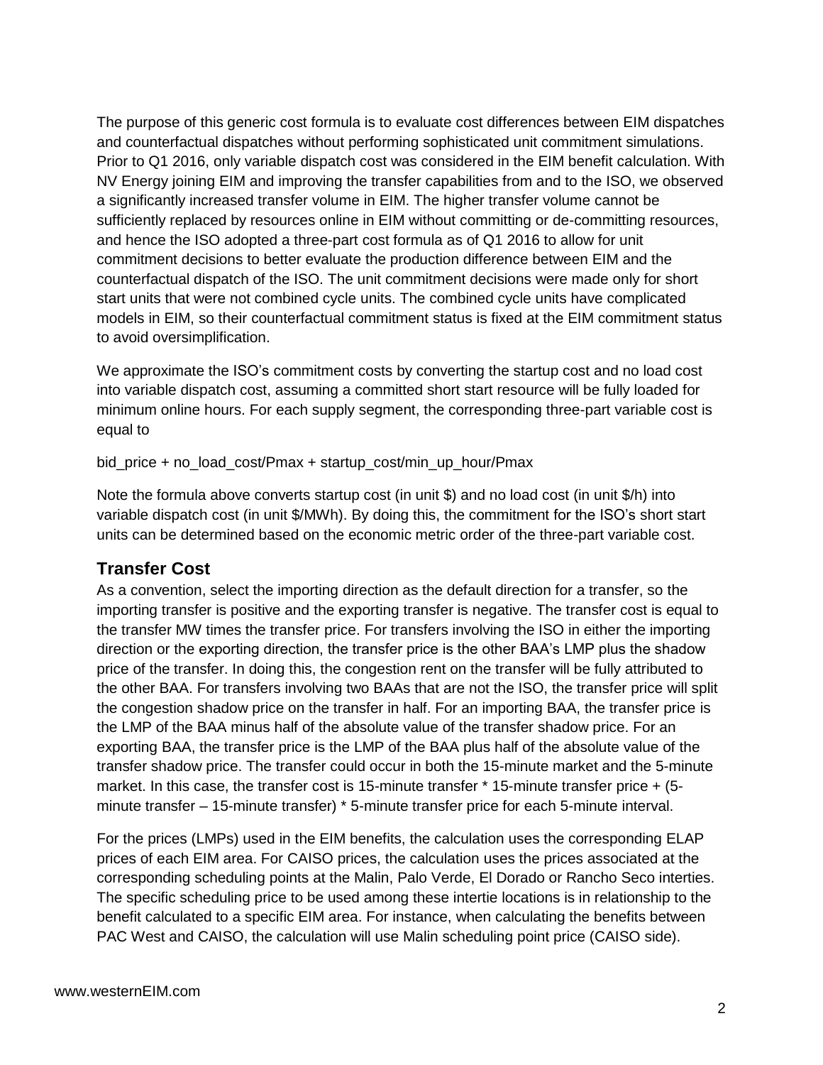The purpose of this generic cost formula is to evaluate cost differences between EIM dispatches and counterfactual dispatches without performing sophisticated unit commitment simulations. Prior to Q1 2016, only variable dispatch cost was considered in the EIM benefit calculation. With NV Energy joining EIM and improving the transfer capabilities from and to the ISO, we observed a significantly increased transfer volume in EIM. The higher transfer volume cannot be sufficiently replaced by resources online in EIM without committing or de-committing resources, and hence the ISO adopted a three-part cost formula as of Q1 2016 to allow for unit commitment decisions to better evaluate the production difference between EIM and the counterfactual dispatch of the ISO. The unit commitment decisions were made only for short start units that were not combined cycle units. The combined cycle units have complicated models in EIM, so their counterfactual commitment status is fixed at the EIM commitment status to avoid oversimplification.

We approximate the ISO's commitment costs by converting the startup cost and no load cost into variable dispatch cost, assuming a committed short start resource will be fully loaded for minimum online hours. For each supply segment, the corresponding three-part variable cost is equal to

bid_price + no_load_cost/Pmax + startup_cost/min_up_hour/Pmax

Note the formula above converts startup cost (in unit $) and no load cost (in unit $/h) into variable dispatch cost (in unit $/MWh). By doing this, the commitment for the ISO's short start units can be determined based on the economic metric order of the three-part variable cost.

## Transfer Cost

As a convention, select the importing direction as the default direction for a transfer, so the importing transfer is positive and the exporting transfer is negative. The transfer cost is equal to the transfer MW times the transfer price. For transfers involving the ISO in either the importing direction or the exporting direction, the transfer price is the other BAA's LMP plus the shadow price of the transfer. In doing this, the congestion rent on the transfer will be fully attributed to the other BAA. For transfers involving two BAAs that are not the ISO, the transfer price will split the congestion shadow price on the transfer in half. For an importing BAA, the transfer price is the LMP of the BAA minus half of the absolute value of the transfer shadow price. For an exporting BAA, the transfer price is the LMP of the BAA plus half of the absolute value of the transfer shadow price. The transfer could occur in both the 15-minute market and the 5-minute market. In this case, the transfer cost is 15-minute transfer * 15-minute transfer price + (5-minute transfer – 15-minute transfer) * 5-minute transfer price for each 5-minute interval.

For the prices (LMPs) used in the EIM benefits, the calculation uses the corresponding ELAP prices of each EIM area. For CAISO prices, the calculation uses the prices associated at the corresponding scheduling points at the Malin, Palo Verde, El Dorado or Rancho Seco interties. The specific scheduling price to be used among these intertie locations is in relationship to the benefit calculated to a specific EIM area. For instance, when calculating the benefits between PAC West and CAISO, the calculation will use Malin scheduling point price (CAISO side).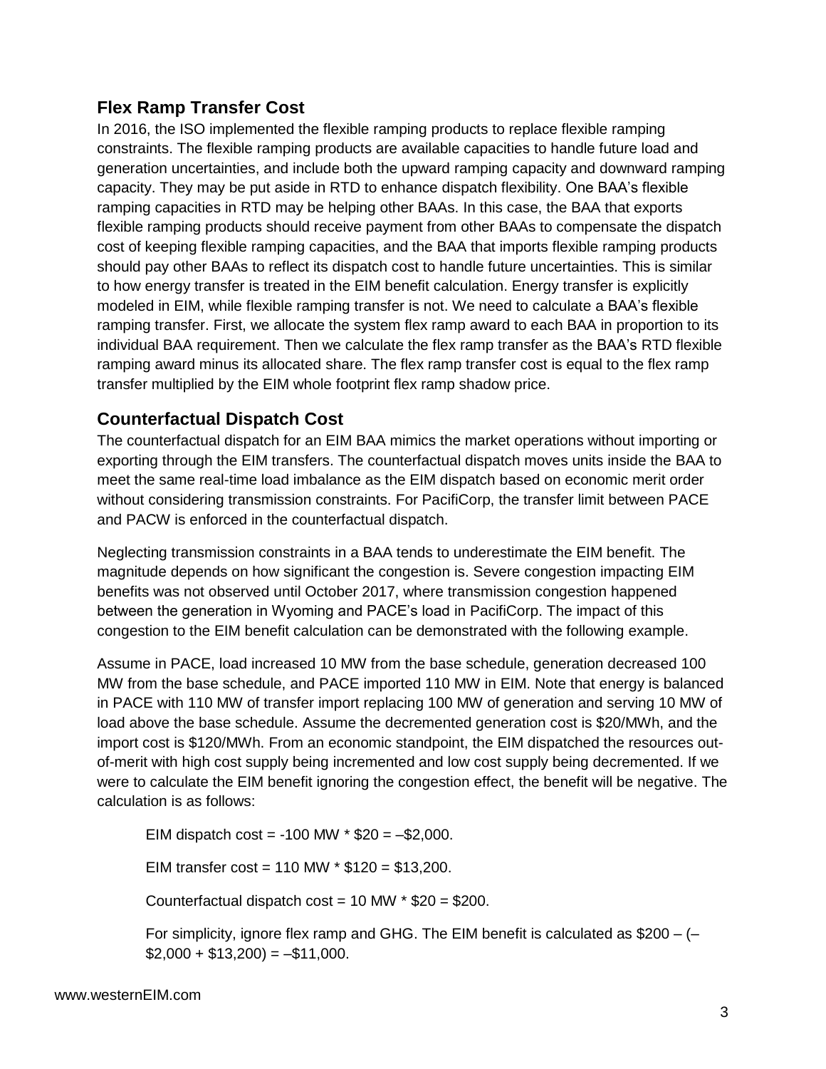## Flex Ramp Transfer Cost

In 2016, the ISO implemented the flexible ramping products to replace flexible ramping constraints. The flexible ramping products are available capacities to handle future load and generation uncertainties, and include both the upward ramping capacity and downward ramping capacity. They may be put aside in RTD to enhance dispatch flexibility. One BAA's flexible ramping capacities in RTD may be helping other BAAs. In this case, the BAA that exports flexible ramping products should receive payment from other BAAs to compensate the dispatch cost of keeping flexible ramping capacities, and the BAA that imports flexible ramping products should pay other BAAs to reflect its dispatch cost to handle future uncertainties. This is similar to how energy transfer is treated in the EIM benefit calculation. Energy transfer is explicitly modeled in EIM, while flexible ramping transfer is not. We need to calculate a BAA's flexible ramping transfer. First, we allocate the system flex ramp award to each BAA in proportion to its individual BAA requirement. Then we calculate the flex ramp transfer as the BAA's RTD flexible ramping award minus its allocated share. The flex ramp transfer cost is equal to the flex ramp transfer multiplied by the EIM whole footprint flex ramp shadow price.

## Counterfactual Dispatch Cost

The counterfactual dispatch for an EIM BAA mimics the market operations without importing or exporting through the EIM transfers. The counterfactual dispatch moves units inside the BAA to meet the same real-time load imbalance as the EIM dispatch based on economic merit order without considering transmission constraints. For PacifiCorp, the transfer limit between PACE and PACW is enforced in the counterfactual dispatch.

Neglecting transmission constraints in a BAA tends to underestimate the EIM benefit. The magnitude depends on how significant the congestion is. Severe congestion impacting EIM benefits was not observed until October 2017, where transmission congestion happened between the generation in Wyoming and PACE's load in PacifiCorp. The impact of this congestion to the EIM benefit calculation can be demonstrated with the following example.

Assume in PACE, load increased 10 MW from the base schedule, generation decreased 100 MW from the base schedule, and PACE imported 110 MW in EIM. Note that energy is balanced in PACE with 110 MW of transfer import replacing 100 MW of generation and serving 10 MW of load above the base schedule. Assume the decremented generation cost is $20/MWh, and the import cost is $120/MWh. From an economic standpoint, the EIM dispatched the resources out-of-merit with high cost supply being incremented and low cost supply being decremented. If we were to calculate the EIM benefit ignoring the congestion effect, the benefit will be negative. The calculation is as follows:

> EIM dispatch cost = -100 MW * $20 = –$2,000.
>
> EIM transfer cost = 110 MW * $120 = $13,200.
>
> Counterfactual dispatch cost = 10 MW * $20 = $200.
>
> For simplicity, ignore flex ramp and GHG. The EIM benefit is calculated as $200 – (–$2,000 + $13,200) = –$11,000.

www.westernEIM.com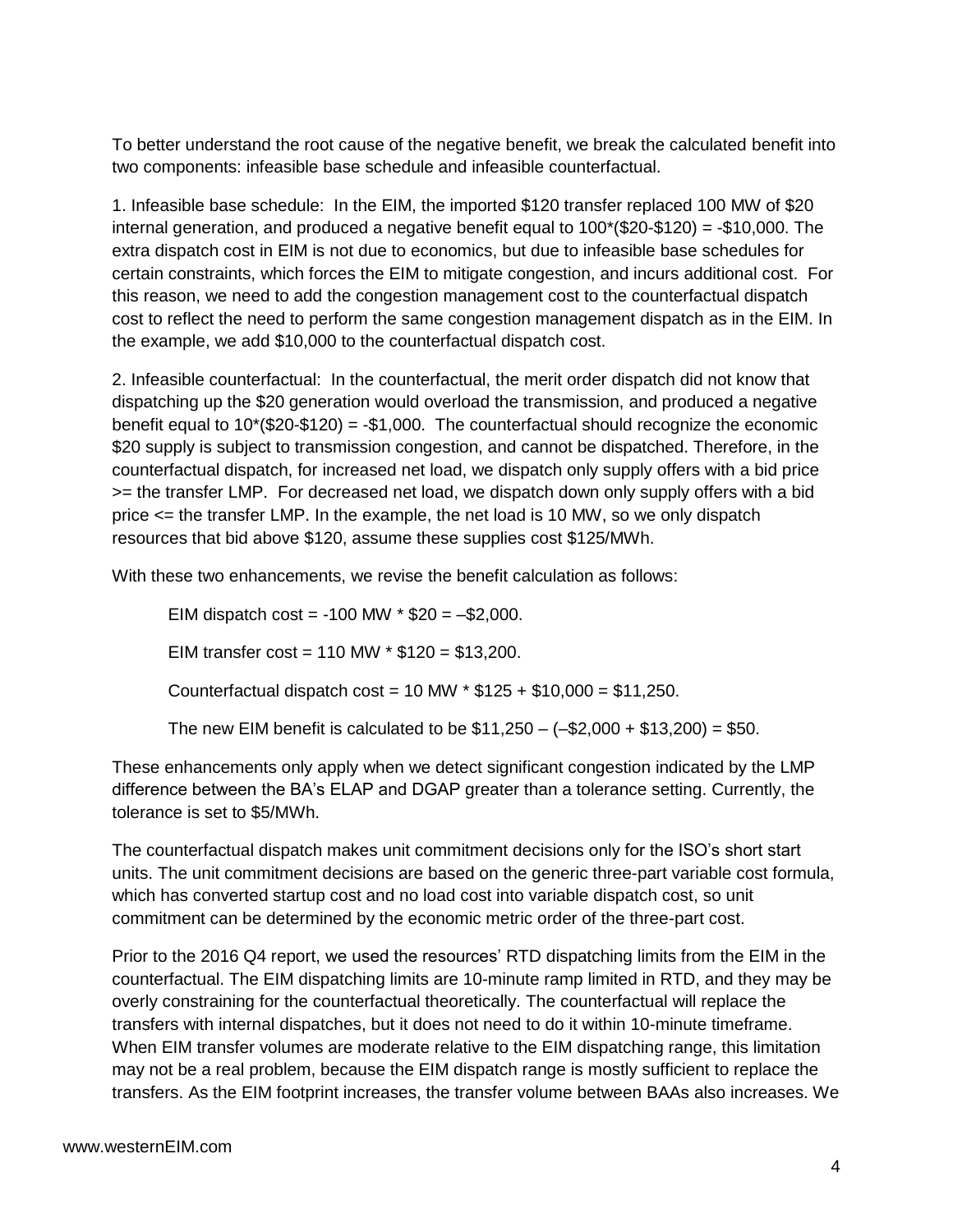To better understand the root cause of the negative benefit, we break the calculated benefit into two components: infeasible base schedule and infeasible counterfactual.

1. Infeasible base schedule: In the EIM, the imported $120 transfer replaced 100 MW of $20 internal generation, and produced a negative benefit equal to 100*($20-$120) = -$10,000. The extra dispatch cost in EIM is not due to economics, but due to infeasible base schedules for certain constraints, which forces the EIM to mitigate congestion, and incurs additional cost. For this reason, we need to add the congestion management cost to the counterfactual dispatch cost to reflect the need to perform the same congestion management dispatch as in the EIM. In the example, we add $10,000 to the counterfactual dispatch cost.

2. Infeasible counterfactual: In the counterfactual, the merit order dispatch did not know that dispatching up the $20 generation would overload the transmission, and produced a negative benefit equal to 10*($20-$120) = -$1,000. The counterfactual should recognize the economic $20 supply is subject to transmission congestion, and cannot be dispatched. Therefore, in the counterfactual dispatch, for increased net load, we dispatch only supply offers with a bid price >= the transfer LMP. For decreased net load, we dispatch down only supply offers with a bid price <= the transfer LMP. In the example, the net load is 10 MW, so we only dispatch resources that bid above $120, assume these supplies cost $125/MWh.

With these two enhancements, we revise the benefit calculation as follows:

EIM dispatch cost = -100 MW * $20 = –$2,000.

EIM transfer cost = 110 MW * $120 = $13,200.

Counterfactual dispatch cost = 10 MW * $125 + $10,000 = $11,250.

The new EIM benefit is calculated to be $11,250 – (–$2,000 + $13,200) = $50.

These enhancements only apply when we detect significant congestion indicated by the LMP difference between the BA's ELAP and DGAP greater than a tolerance setting. Currently, the tolerance is set to $5/MWh.

The counterfactual dispatch makes unit commitment decisions only for the ISO's short start units. The unit commitment decisions are based on the generic three-part variable cost formula, which has converted startup cost and no load cost into variable dispatch cost, so unit commitment can be determined by the economic metric order of the three-part cost.

Prior to the 2016 Q4 report, we used the resources' RTD dispatching limits from the EIM in the counterfactual. The EIM dispatching limits are 10-minute ramp limited in RTD, and they may be overly constraining for the counterfactual theoretically. The counterfactual will replace the transfers with internal dispatches, but it does not need to do it within 10-minute timeframe. When EIM transfer volumes are moderate relative to the EIM dispatching range, this limitation may not be a real problem, because the EIM dispatch range is mostly sufficient to replace the transfers. As the EIM footprint increases, the transfer volume between BAAs also increases. We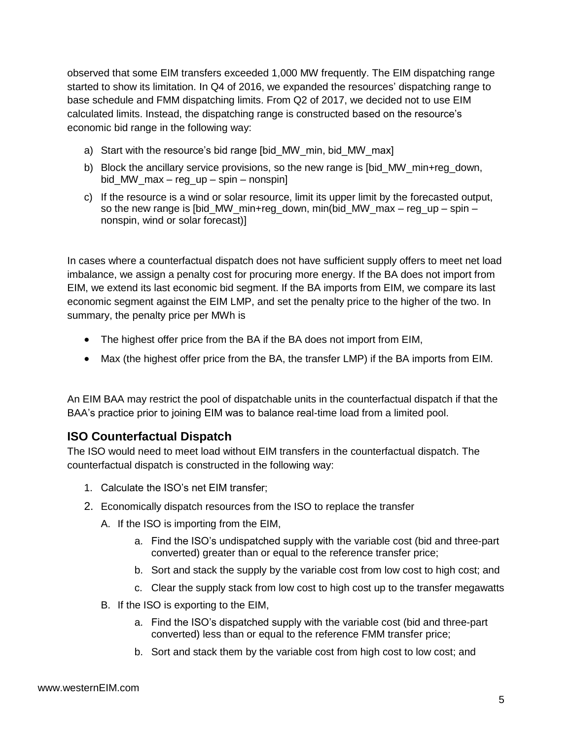observed that some EIM transfers exceeded 1,000 MW frequently. The EIM dispatching range started to show its limitation. In Q4 of 2016, we expanded the resources' dispatching range to base schedule and FMM dispatching limits. From Q2 of 2017, we decided not to use EIM calculated limits. Instead, the dispatching range is constructed based on the resource's economic bid range in the following way:

a) Start with the resource's bid range [bid_MW_min, bid_MW_max]
b) Block the ancillary service provisions, so the new range is [bid_MW_min+reg_down, bid_MW_max – reg_up – spin – nonspin]
c) If the resource is a wind or solar resource, limit its upper limit by the forecasted output, so the new range is [bid_MW_min+reg_down, min(bid_MW_max – reg_up – spin – nonspin, wind or solar forecast)]

In cases where a counterfactual dispatch does not have sufficient supply offers to meet net load imbalance, we assign a penalty cost for procuring more energy. If the BA does not import from EIM, we extend its last economic bid segment. If the BA imports from EIM, we compare its last economic segment against the EIM LMP, and set the penalty price to the higher of the two. In summary, the penalty price per MWh is

- The highest offer price from the BA if the BA does not import from EIM,
- Max (the highest offer price from the BA, the transfer LMP) if the BA imports from EIM.

An EIM BAA may restrict the pool of dispatchable units in the counterfactual dispatch if that the BAA's practice prior to joining EIM was to balance real-time load from a limited pool.

## ISO Counterfactual Dispatch

The ISO would need to meet load without EIM transfers in the counterfactual dispatch. The counterfactual dispatch is constructed in the following way:

1. Calculate the ISO's net EIM transfer;
2. Economically dispatch resources from the ISO to replace the transfer
   - A. If the ISO is importing from the EIM,
     - a. Find the ISO's undispatched supply with the variable cost (bid and three-part converted) greater than or equal to the reference transfer price;
     - b. Sort and stack the supply by the variable cost from low cost to high cost; and
     - c. Clear the supply stack from low cost to high cost up to the transfer megawatts
   - B. If the ISO is exporting to the EIM,
     - a. Find the ISO's dispatched supply with the variable cost (bid and three-part converted) less than or equal to the reference FMM transfer price;
     - b. Sort and stack them by the variable cost from high cost to low cost; and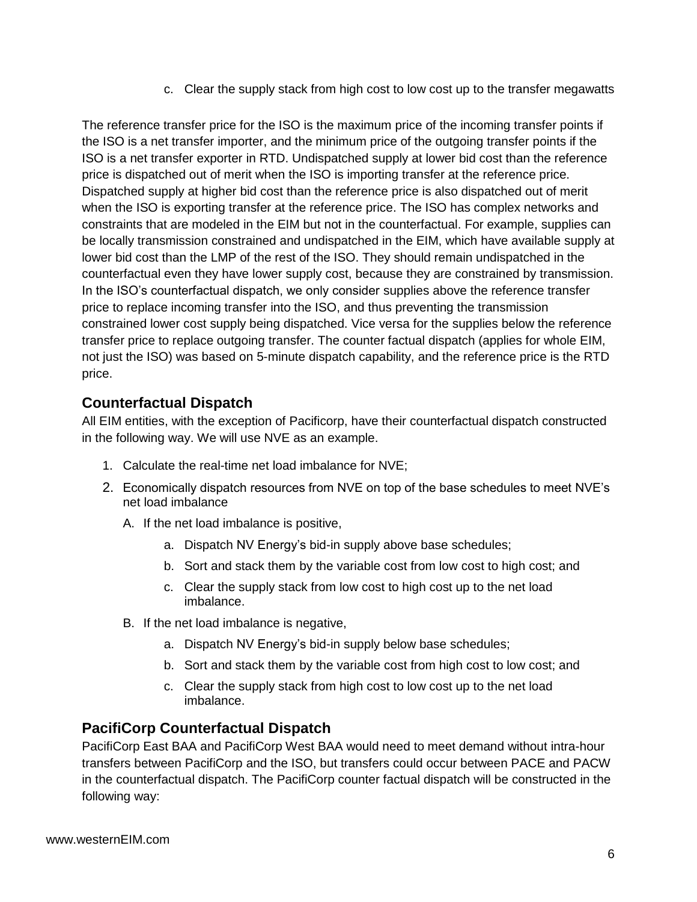c. Clear the supply stack from high cost to low cost up to the transfer megawatts

The reference transfer price for the ISO is the maximum price of the incoming transfer points if the ISO is a net transfer importer, and the minimum price of the outgoing transfer points if the ISO is a net transfer exporter in RTD. Undispatched supply at lower bid cost than the reference price is dispatched out of merit when the ISO is importing transfer at the reference price. Dispatched supply at higher bid cost than the reference price is also dispatched out of merit when the ISO is exporting transfer at the reference price. The ISO has complex networks and constraints that are modeled in the EIM but not in the counterfactual. For example, supplies can be locally transmission constrained and undispatched in the EIM, which have available supply at lower bid cost than the LMP of the rest of the ISO. They should remain undispatched in the counterfactual even they have lower supply cost, because they are constrained by transmission. In the ISO's counterfactual dispatch, we only consider supplies above the reference transfer price to replace incoming transfer into the ISO, and thus preventing the transmission constrained lower cost supply being dispatched. Vice versa for the supplies below the reference transfer price to replace outgoing transfer. The counter factual dispatch (applies for whole EIM, not just the ISO) was based on 5-minute dispatch capability, and the reference price is the RTD price.

## Counterfactual Dispatch

All EIM entities, with the exception of Pacificorp, have their counterfactual dispatch constructed in the following way. We will use NVE as an example.

1. Calculate the real-time net load imbalance for NVE;
2. Economically dispatch resources from NVE on top of the base schedules to meet NVE's net load imbalance
   - A. If the net load imbalance is positive,
     - a. Dispatch NV Energy's bid-in supply above base schedules;
     - b. Sort and stack them by the variable cost from low cost to high cost; and
     - c. Clear the supply stack from low cost to high cost up to the net load imbalance.
   - B. If the net load imbalance is negative,
     - a. Dispatch NV Energy's bid-in supply below base schedules;
     - b. Sort and stack them by the variable cost from high cost to low cost; and
     - c. Clear the supply stack from high cost to low cost up to the net load imbalance.

## PacifiCorp Counterfactual Dispatch

PacifiCorp East BAA and PacifiCorp West BAA would need to meet demand without intra-hour transfers between PacifiCorp and the ISO, but transfers could occur between PACE and PACW in the counterfactual dispatch. The PacifiCorp counter factual dispatch will be constructed in the following way: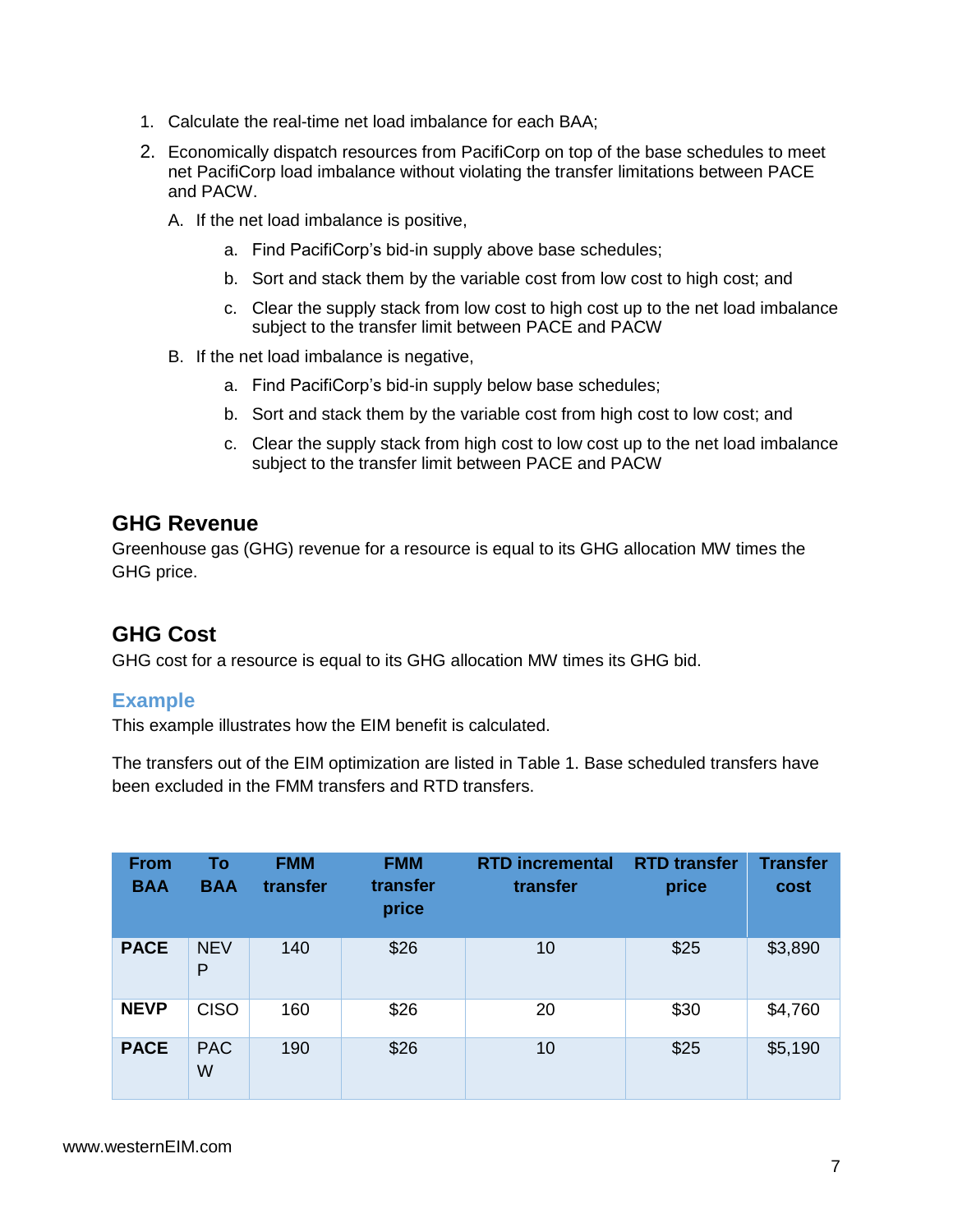1. Calculate the real-time net load imbalance for each BAA;
2. Economically dispatch resources from PacifiCorp on top of the base schedules to meet net PacifiCorp load imbalance without violating the transfer limitations between PACE and PACW.
   A. If the net load imbalance is positive,
      a. Find PacifiCorp's bid-in supply above base schedules;
      b. Sort and stack them by the variable cost from low cost to high cost; and
      c. Clear the supply stack from low cost to high cost up to the net load imbalance subject to the transfer limit between PACE and PACW
   B. If the net load imbalance is negative,
      a. Find PacifiCorp's bid-in supply below base schedules;
      b. Sort and stack them by the variable cost from high cost to low cost; and
      c. Clear the supply stack from high cost to low cost up to the net load imbalance subject to the transfer limit between PACE and PACW

## GHG Revenue

Greenhouse gas (GHG) revenue for a resource is equal to its GHG allocation MW times the GHG price.

## GHG Cost

GHG cost for a resource is equal to its GHG allocation MW times its GHG bid.

### Example

This example illustrates how the EIM benefit is calculated.

The transfers out of the EIM optimization are listed in Table 1. Base scheduled transfers have been excluded in the FMM transfers and RTD transfers.

| From BAA | To BAA | FMM transfer | FMM transfer price | RTD incremental transfer | RTD transfer price | Transfer cost |
|---|---|---|---|---|---|---|
| **PACE** | NEVP | 140 | $26 | 10 | $25 | $3,890 |
| **NEVP** | CISO | 160 | $26 | 20 | $30 | $4,760 |
| **PACE** | PACW | 190 | $26 | 10 | $25 | $5,190 |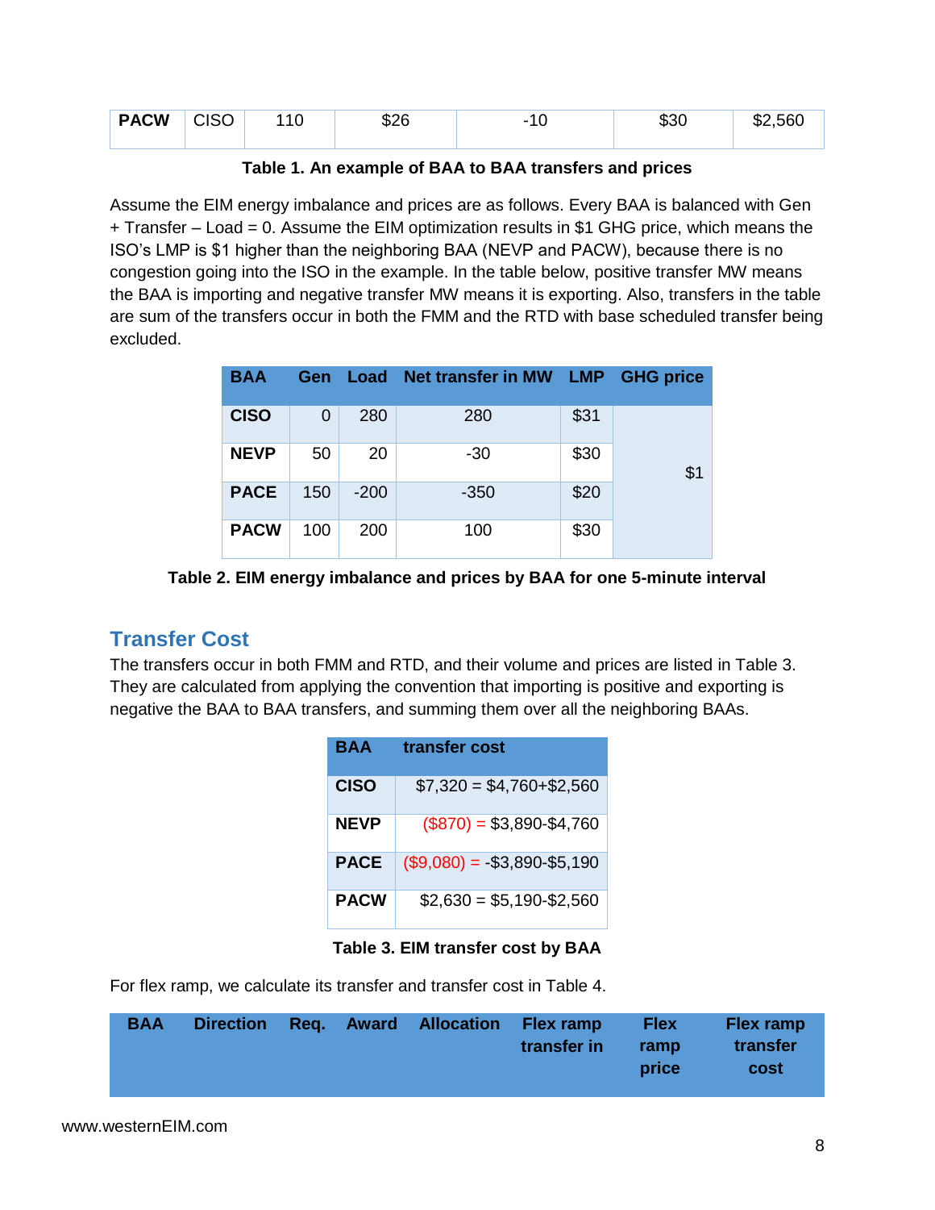| PACW | CISO | 110 | $26 | -10 | $30 | $2,560 |
|---|---|---|---|---|---|---|

**Table 1. An example of BAA to BAA transfers and prices**

Assume the EIM energy imbalance and prices are as follows. Every BAA is balanced with Gen + Transfer – Load = 0. Assume the EIM optimization results in $1 GHG price, which means the ISO's LMP is $1 higher than the neighboring BAA (NEVP and PACW), because there is no congestion going into the ISO in the example. In the table below, positive transfer MW means the BAA is importing and negative transfer MW means it is exporting. Also, transfers in the table are sum of the transfers occur in both the FMM and the RTD with base scheduled transfer being excluded.

| BAA | Gen | Load | Net transfer in MW | LMP | GHG price |
|---|---|---|---|---|---|
| CISO | 0 | 280 | 280 | $31 | $1 |
| NEVP | 50 | 20 | -30 | $30 | |
| PACE | 150 | -200 | -350 | $20 | |
| PACW | 100 | 200 | 100 | $30 | |

**Table 2. EIM energy imbalance and prices by BAA for one 5-minute interval**

## Transfer Cost

The transfers occur in both FMM and RTD, and their volume and prices are listed in Table 3. They are calculated from applying the convention that importing is positive and exporting is negative the BAA to BAA transfers, and summing them over all the neighboring BAAs.

| BAA | transfer cost |
|---|---|
| CISO | $7,320 = $4,760+$2,560 |
| NEVP | ($870) = $3,890-$4,760 |
| PACE | ($9,080) = -$3,890-$5,190 |
| PACW | $2,630 = $5,190-$2,560 |

**Table 3. EIM transfer cost by BAA**

For flex ramp, we calculate its transfer and transfer cost in Table 4.

| BAA | Direction | Req. | Award | Allocation | Flex ramp transfer in | Flex ramp price | Flex ramp transfer cost |
|---|---|---|---|---|---|---|---|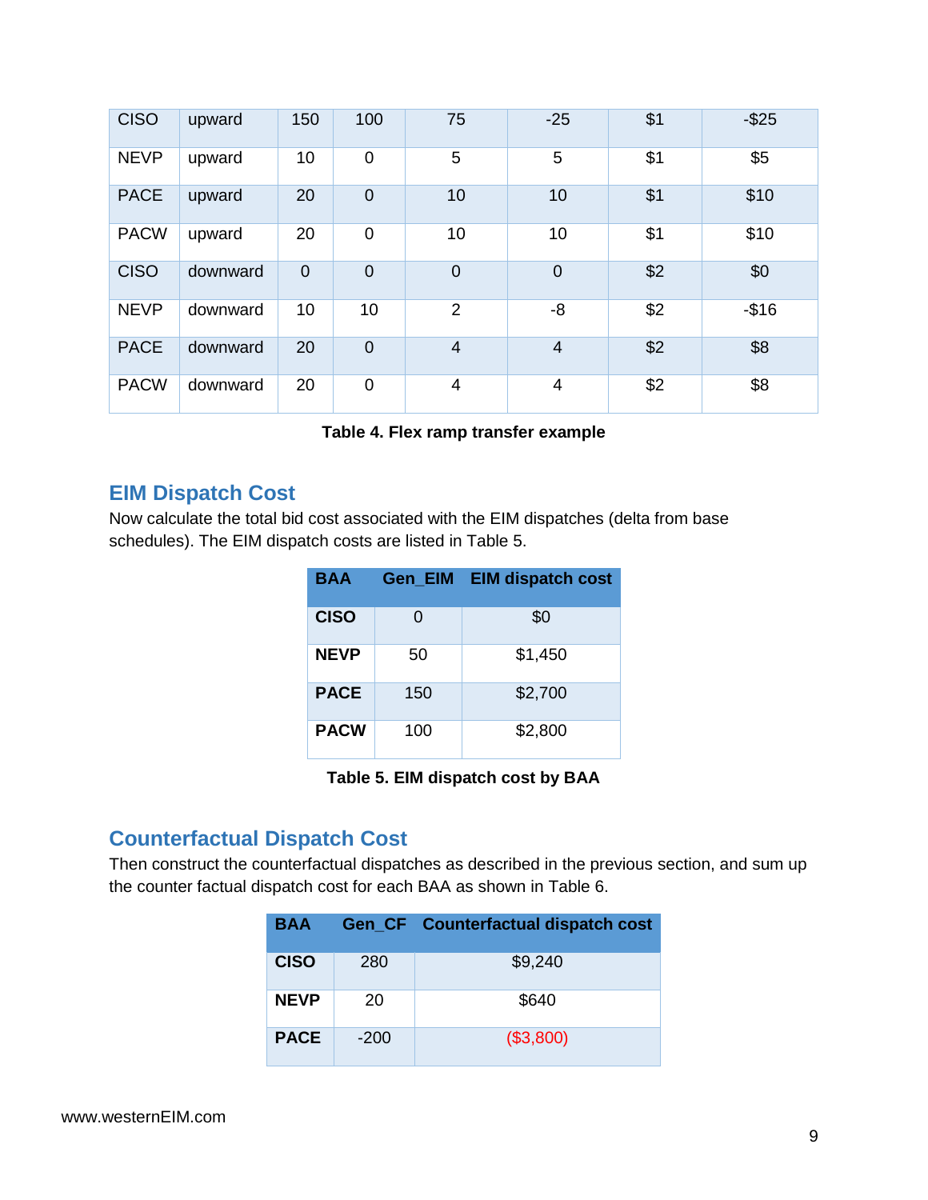| | | | | | | | |
|---|---|---|---|---|---|---|---|
| CISO | upward | 150 | 100 | 75 | -25 | $1 | -$25 |
| NEVP | upward | 10 | 0 | 5 | 5 | $1 | $5 |
| PACE | upward | 20 | 0 | 10 | 10 | $1 | $10 |
| PACW | upward | 20 | 0 | 10 | 10 | $1 | $10 |
| CISO | downward | 0 | 0 | 0 | 0 | $2 | $0 |
| NEVP | downward | 10 | 10 | 2 | -8 | $2 | -$16 |
| PACE | downward | 20 | 0 | 4 | 4 | $2 | $8 |
| PACW | downward | 20 | 0 | 4 | 4 | $2 | $8 |

**Table 4. Flex ramp transfer example**

## EIM Dispatch Cost

Now calculate the total bid cost associated with the EIM dispatches (delta from base schedules). The EIM dispatch costs are listed in Table 5.

| BAA | Gen_EIM | EIM dispatch cost |
|---|---|---|
| **CISO** | 0 | $0 |
| **NEVP** | 50 | $1,450 |
| **PACE** | 150 | $2,700 |
| **PACW** | 100 | $2,800 |

**Table 5. EIM dispatch cost by BAA**

## Counterfactual Dispatch Cost

Then construct the counterfactual dispatches as described in the previous section, and sum up the counter factual dispatch cost for each BAA as shown in Table 6.

| BAA | Gen_CF | Counterfactual dispatch cost |
|---|---|---|
| **CISO** | 280 | $9,240 |
| **NEVP** | 20 | $640 |
| **PACE** | -200 | ($3,800) |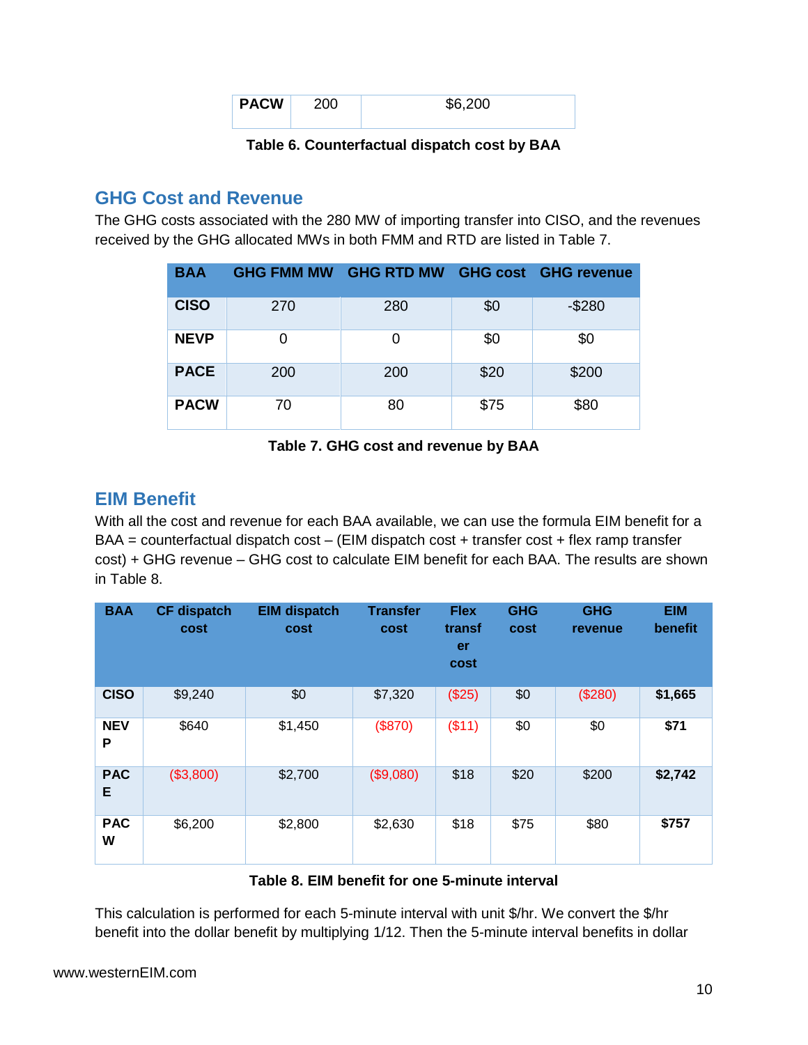| PACW | 200 | $6,200 |
|---|---|---|

**Table 6. Counterfactual dispatch cost by BAA**

## GHG Cost and Revenue

The GHG costs associated with the 280 MW of importing transfer into CISO, and the revenues received by the GHG allocated MWs in both FMM and RTD are listed in Table 7.

| BAA | GHG FMM MW | GHG RTD MW | GHG cost | GHG revenue |
|---|---|---|---|---|
| CISO | 270 | 280 | $0 | -$280 |
| NEVP | 0 | 0 | $0 | $0 |
| PACE | 200 | 200 | $20 | $200 |
| PACW | 70 | 80 | $75 | $80 |

**Table 7. GHG cost and revenue by BAA**

## EIM Benefit

With all the cost and revenue for each BAA available, we can use the formula EIM benefit for a BAA = counterfactual dispatch cost – (EIM dispatch cost + transfer cost + flex ramp transfer cost) + GHG revenue – GHG cost to calculate EIM benefit for each BAA. The results are shown in Table 8.

| BAA | CF dispatch cost | EIM dispatch cost | Transfer cost | Flex transfer cost | GHG cost | GHG revenue | EIM benefit |
|---|---|---|---|---|---|---|---|
| CISO | $9,240 | $0 | $7,320 | ($25) | $0 | ($280) | **$1,665** |
| NEVP | $640 | $1,450 | ($870) | ($11) | $0 | $0 | **$71** |
| PACE | ($3,800) | $2,700 | ($9,080) | $18 | $20 | $200 | **$2,742** |
| PACW | $6,200 | $2,800 | $2,630 | $18 | $75 | $80 | **$757** |

**Table 8. EIM benefit for one 5-minute interval**

This calculation is performed for each 5-minute interval with unit $/hr. We convert the $/hr benefit into the dollar benefit by multiplying 1/12. Then the 5-minute interval benefits in dollar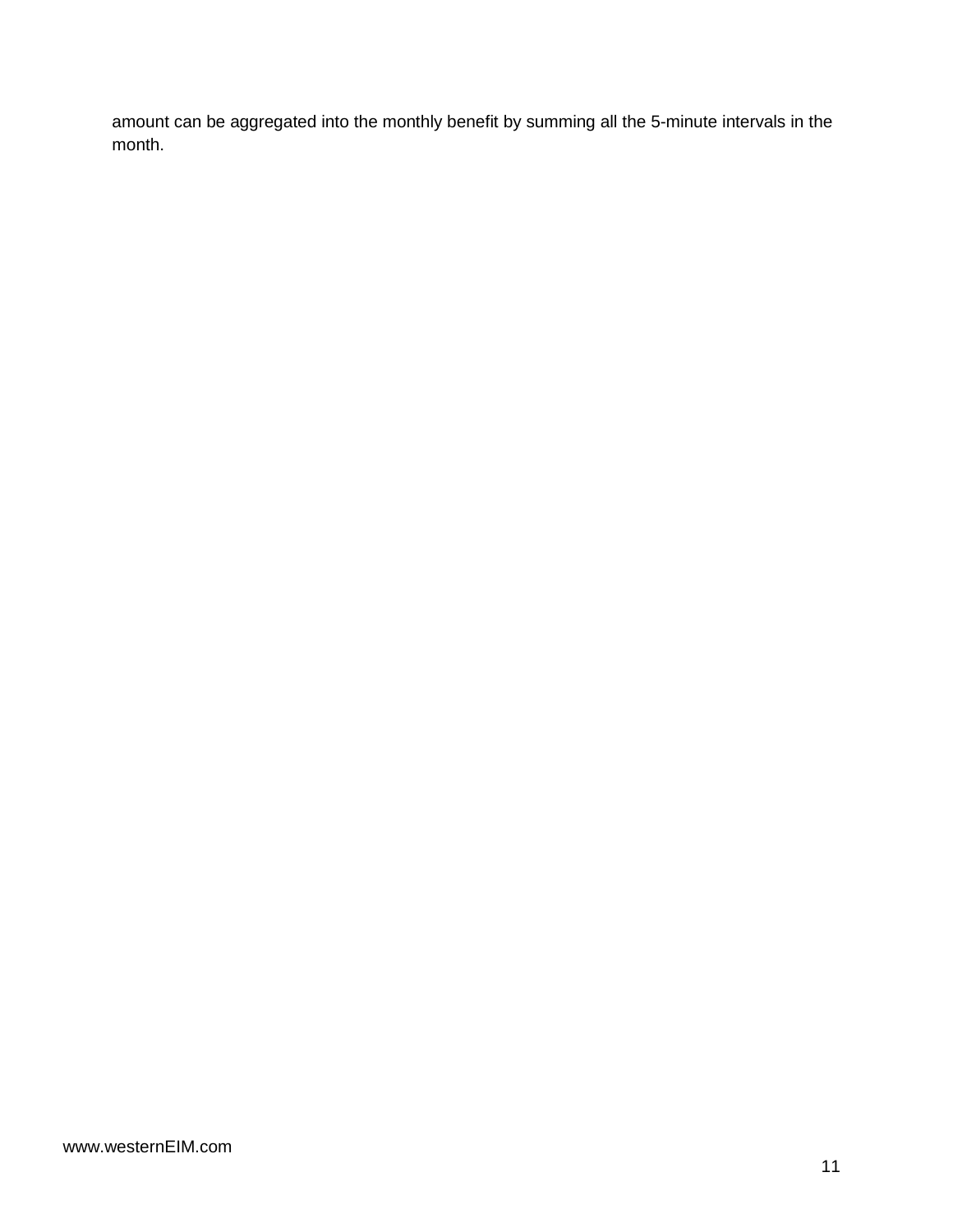amount can be aggregated into the monthly benefit by summing all the 5-minute intervals in the month.